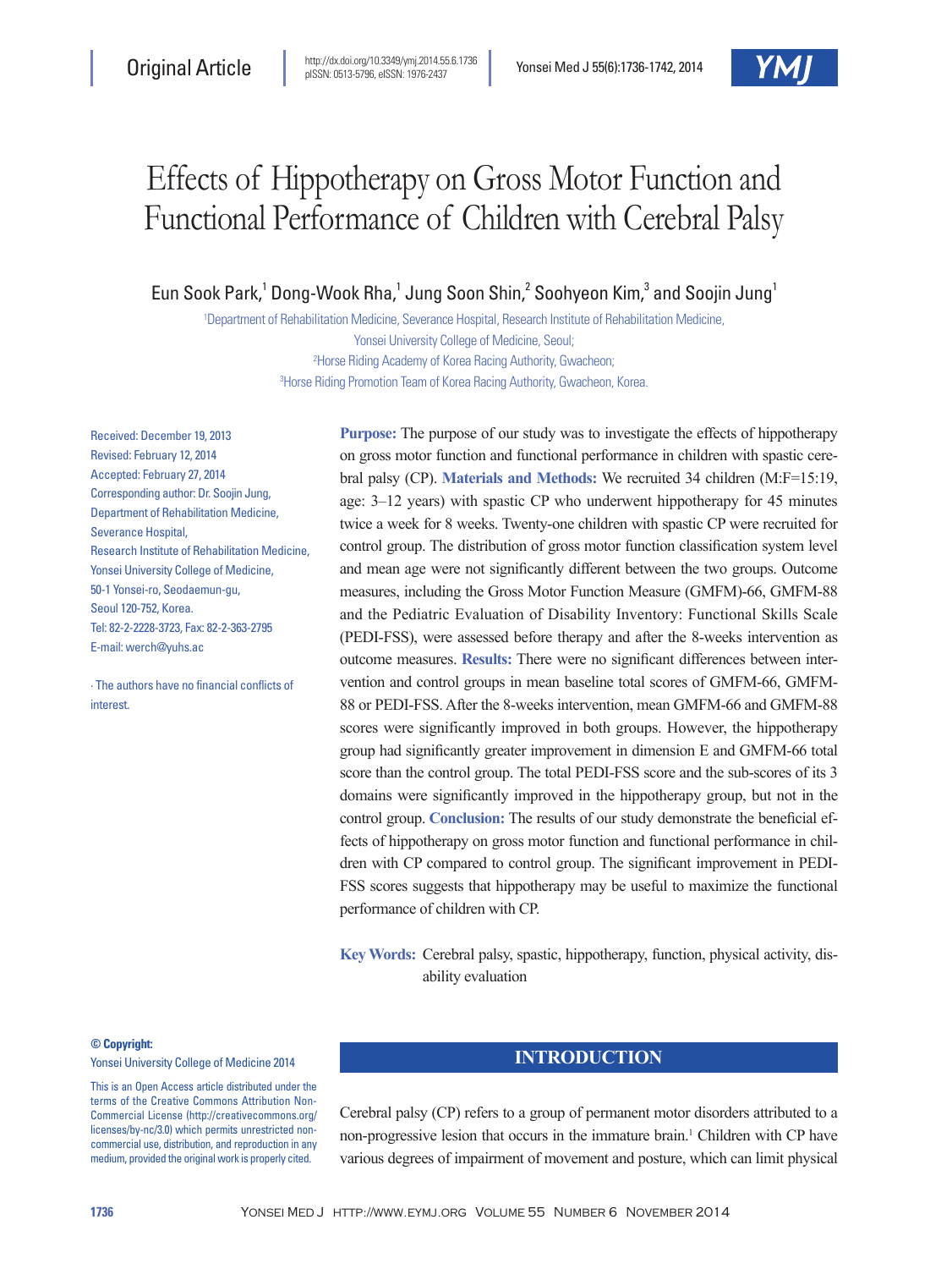Original Article

# Effects of Hippotherapy on Gross Motor Function and Functional Performance of Children with Cerebral Palsy

Eun Sook Park,[1] Dong-Wook Rha,[1] Jung Soon Shin,[2] Soohyeon Kim,[3] and Soojin Jung[1]

[1]Department of Rehabilitation Medicine, Severance Hospital, Research Institute of Rehabilitation Medicine, Yonsei University College of Medicine, Seoul;
[2]Horse Riding Academy of Korea Racing Authority, Gwacheon;
[3]Horse Riding Promotion Team of Korea Racing Authority, Gwacheon, Korea.

Received: December 19, 2013
Revised: February 12, 2014
Accepted: February 27, 2014
Corresponding author: Dr. Soojin Jung, Department of Rehabilitation Medicine, Severance Hospital, Research Institute of Rehabilitation Medicine, Yonsei University College of Medicine, 50-1 Yonsei-ro, Seodaemun-gu, Seoul 120-752, Korea.
Tel: 82-2-2228-3723, Fax: 82-2-363-2795
E-mail: werch@yuhs.ac

∙ The authors have no financial conflicts of interest.

**Purpose:** The purpose of our study was to investigate the effects of hippotherapy on gross motor function and functional performance in children with spastic cerebral palsy (CP). **Materials and Methods:** We recruited 34 children (M:F=15:19, age: 3–12 years) with spastic CP who underwent hippotherapy for 45 minutes twice a week for 8 weeks. Twenty-one children with spastic CP were recruited for control group. The distribution of gross motor function classification system level and mean age were not significantly different between the two groups. Outcome measures, including the Gross Motor Function Measure (GMFM)-66, GMFM-88 and the Pediatric Evaluation of Disability Inventory: Functional Skills Scale (PEDI-FSS), were assessed before therapy and after the 8-weeks intervention as outcome measures. **Results:** There were no significant differences between intervention and control groups in mean baseline total scores of GMFM-66, GMFM-88 or PEDI-FSS. After the 8-weeks intervention, mean GMFM-66 and GMFM-88 scores were significantly improved in both groups. However, the hippotherapy group had significantly greater improvement in dimension E and GMFM-66 total score than the control group. The total PEDI-FSS score and the sub-scores of its 3 domains were significantly improved in the hippotherapy group, but not in the control group. **Conclusion:** The results of our study demonstrate the beneficial effects of hippotherapy on gross motor function and functional performance in children with CP compared to control group. The significant improvement in PEDI-FSS scores suggests that hippotherapy may be useful to maximize the functional performance of children with CP.

**Key Words:** Cerebral palsy, spastic, hippotherapy, function, physical activity, disability evaluation

**© Copyright:**
Yonsei University College of Medicine 2014

This is an Open Access article distributed under the terms of the Creative Commons Attribution Non-Commercial License (http://creativecommons.org/licenses/by-nc/3.0) which permits unrestricted non-commercial use, distribution, and reproduction in any medium, provided the original work is properly cited.

## INTRODUCTION

Cerebral palsy (CP) refers to a group of permanent motor disorders attributed to a non-progressive lesion that occurs in the immature brain.[1] Children with CP have various degrees of impairment of movement and posture, which can limit physical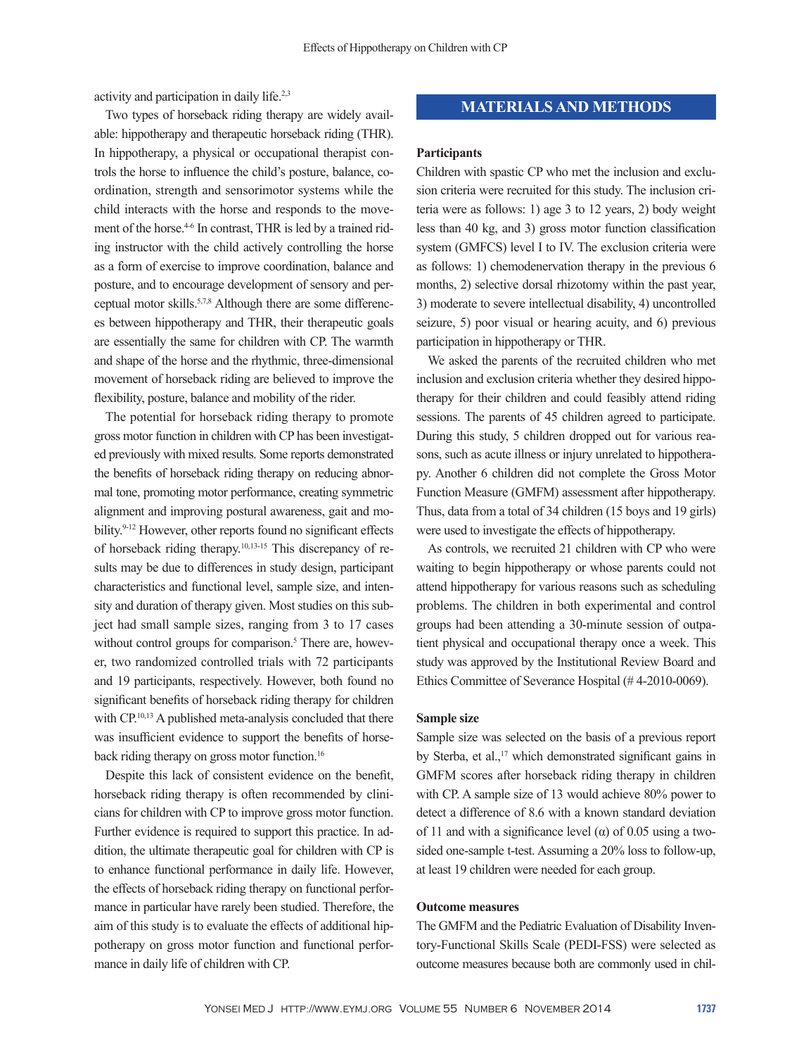activity and participation in daily life.[2,3]

Two types of horseback riding therapy are widely available: hippotherapy and therapeutic horseback riding (THR). In hippotherapy, a physical or occupational therapist controls the horse to influence the child's posture, balance, coordination, strength and sensorimotor systems while the child interacts with the horse and responds to the movement of the horse.[4-6] In contrast, THR is led by a trained riding instructor with the child actively controlling the horse as a form of exercise to improve coordination, balance and posture, and to encourage development of sensory and perceptual motor skills.[5,7,8] Although there are some differences between hippotherapy and THR, their therapeutic goals are essentially the same for children with CP. The warmth and shape of the horse and the rhythmic, three-dimensional movement of horseback riding are believed to improve the flexibility, posture, balance and mobility of the rider.

The potential for horseback riding therapy to promote gross motor function in children with CP has been investigated previously with mixed results. Some reports demonstrated the benefits of horseback riding therapy on reducing abnormal tone, promoting motor performance, creating symmetric alignment and improving postural awareness, gait and mobility.[9-12] However, other reports found no significant effects of horseback riding therapy.[10,13-15] This discrepancy of results may be due to differences in study design, participant characteristics and functional level, sample size, and intensity and duration of therapy given. Most studies on this subject had small sample sizes, ranging from 3 to 17 cases without control groups for comparison.[5] There are, however, two randomized controlled trials with 72 participants and 19 participants, respectively. However, both found no significant benefits of horseback riding therapy for children with CP.[10,13] A published meta-analysis concluded that there was insufficient evidence to support the benefits of horseback riding therapy on gross motor function.[16]

Despite this lack of consistent evidence on the benefit, horseback riding therapy is often recommended by clinicians for children with CP to improve gross motor function. Further evidence is required to support this practice. In addition, the ultimate therapeutic goal for children with CP is to enhance functional performance in daily life. However, the effects of horseback riding therapy on functional performance in particular have rarely been studied. Therefore, the aim of this study is to evaluate the effects of additional hippotherapy on gross motor function and functional performance in daily life of children with CP.

## MATERIALS AND METHODS

### Participants

Children with spastic CP who met the inclusion and exclusion criteria were recruited for this study. The inclusion criteria were as follows: 1) age 3 to 12 years, 2) body weight less than 40 kg, and 3) gross motor function classification system (GMFCS) level I to IV. The exclusion criteria were as follows: 1) chemodenervation therapy in the previous 6 months, 2) selective dorsal rhizotomy within the past year, 3) moderate to severe intellectual disability, 4) uncontrolled seizure, 5) poor visual or hearing acuity, and 6) previous participation in hippotherapy or THR.

We asked the parents of the recruited children who met inclusion and exclusion criteria whether they desired hippotherapy for their children and could feasibly attend riding sessions. The parents of 45 children agreed to participate. During this study, 5 children dropped out for various reasons, such as acute illness or injury unrelated to hippotherapy. Another 6 children did not complete the Gross Motor Function Measure (GMFM) assessment after hippotherapy. Thus, data from a total of 34 children (15 boys and 19 girls) were used to investigate the effects of hippotherapy.

As controls, we recruited 21 children with CP who were waiting to begin hippotherapy or whose parents could not attend hippotherapy for various reasons such as scheduling problems. The children in both experimental and control groups had been attending a 30-minute session of outpatient physical and occupational therapy once a week. This study was approved by the Institutional Review Board and Ethics Committee of Severance Hospital (# 4-2010-0069).

### Sample size

Sample size was selected on the basis of a previous report by Sterba, et al.,[17] which demonstrated significant gains in GMFM scores after horseback riding therapy in children with CP. A sample size of 13 would achieve 80% power to detect a difference of 8.6 with a known standard deviation of 11 and with a significance level ($\alpha$) of 0.05 using a two-sided one-sample t-test. Assuming a 20% loss to follow-up, at least 19 children were needed for each group.

### Outcome measures

The GMFM and the Pediatric Evaluation of Disability Inventory-Functional Skills Scale (PEDI-FSS) were selected as outcome measures because both are commonly used in chil-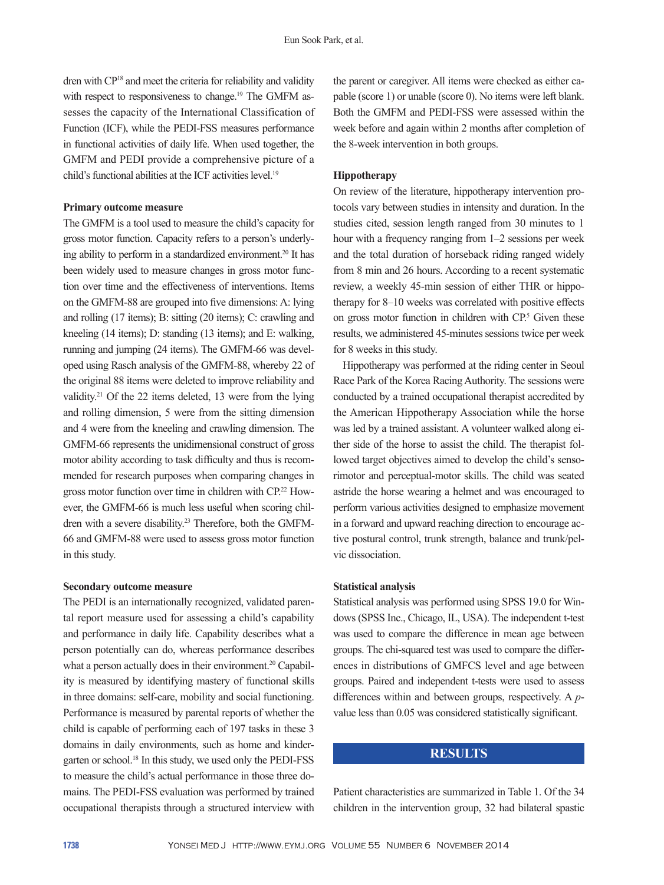dren with CP[18] and meet the criteria for reliability and validity with respect to responsiveness to change.[19] The GMFM assesses the capacity of the International Classification of Function (ICF), while the PEDI-FSS measures performance in functional activities of daily life. When used together, the GMFM and PEDI provide a comprehensive picture of a child's functional abilities at the ICF activities level.[19]

### Primary outcome measure

The GMFM is a tool used to measure the child's capacity for gross motor function. Capacity refers to a person's underlying ability to perform in a standardized environment.[20] It has been widely used to measure changes in gross motor function over time and the effectiveness of interventions. Items on the GMFM-88 are grouped into five dimensions: A: lying and rolling (17 items); B: sitting (20 items); C: crawling and kneeling (14 items); D: standing (13 items); and E: walking, running and jumping (24 items). The GMFM-66 was developed using Rasch analysis of the GMFM-88, whereby 22 of the original 88 items were deleted to improve reliability and validity.[21] Of the 22 items deleted, 13 were from the lying and rolling dimension, 5 were from the sitting dimension and 4 were from the kneeling and crawling dimension. The GMFM-66 represents the unidimensional construct of gross motor ability according to task difficulty and thus is recommended for research purposes when comparing changes in gross motor function over time in children with CP.[22] However, the GMFM-66 is much less useful when scoring children with a severe disability.[23] Therefore, both the GMFM-66 and GMFM-88 were used to assess gross motor function in this study.

### Secondary outcome measure

The PEDI is an internationally recognized, validated parental report measure used for assessing a child's capability and performance in daily life. Capability describes what a person potentially can do, whereas performance describes what a person actually does in their environment.[20] Capability is measured by identifying mastery of functional skills in three domains: self-care, mobility and social functioning. Performance is measured by parental reports of whether the child is capable of performing each of 197 tasks in these 3 domains in daily environments, such as home and kindergarten or school.[18] In this study, we used only the PEDI-FSS to measure the child's actual performance in those three domains. The PEDI-FSS evaluation was performed by trained occupational therapists through a structured interview with the parent or caregiver. All items were checked as either capable (score 1) or unable (score 0). No items were left blank. Both the GMFM and PEDI-FSS were assessed within the week before and again within 2 months after completion of the 8-week intervention in both groups.

### Hippotherapy

On review of the literature, hippotherapy intervention protocols vary between studies in intensity and duration. In the studies cited, session length ranged from 30 minutes to 1 hour with a frequency ranging from 1–2 sessions per week and the total duration of horseback riding ranged widely from 8 min and 26 hours. According to a recent systematic review, a weekly 45-min session of either THR or hippotherapy for 8–10 weeks was correlated with positive effects on gross motor function in children with CP.[5] Given these results, we administered 45-minutes sessions twice per week for 8 weeks in this study.

Hippotherapy was performed at the riding center in Seoul Race Park of the Korea Racing Authority. The sessions were conducted by a trained occupational therapist accredited by the American Hippotherapy Association while the horse was led by a trained assistant. A volunteer walked along either side of the horse to assist the child. The therapist followed target objectives aimed to develop the child's sensorimotor and perceptual-motor skills. The child was seated astride the horse wearing a helmet and was encouraged to perform various activities designed to emphasize movement in a forward and upward reaching direction to encourage active postural control, trunk strength, balance and trunk/pelvic dissociation.

### Statistical analysis

Statistical analysis was performed using SPSS 19.0 for Windows (SPSS Inc., Chicago, IL, USA). The independent t-test was used to compare the difference in mean age between groups. The chi-squared test was used to compare the differences in distributions of GMFCS level and age between groups. Paired and independent t-tests were used to assess differences within and between groups, respectively. A $p$-value less than 0.05 was considered statistically significant.

## RESULTS

Patient characteristics are summarized in Table 1. Of the 34 children in the intervention group, 32 had bilateral spastic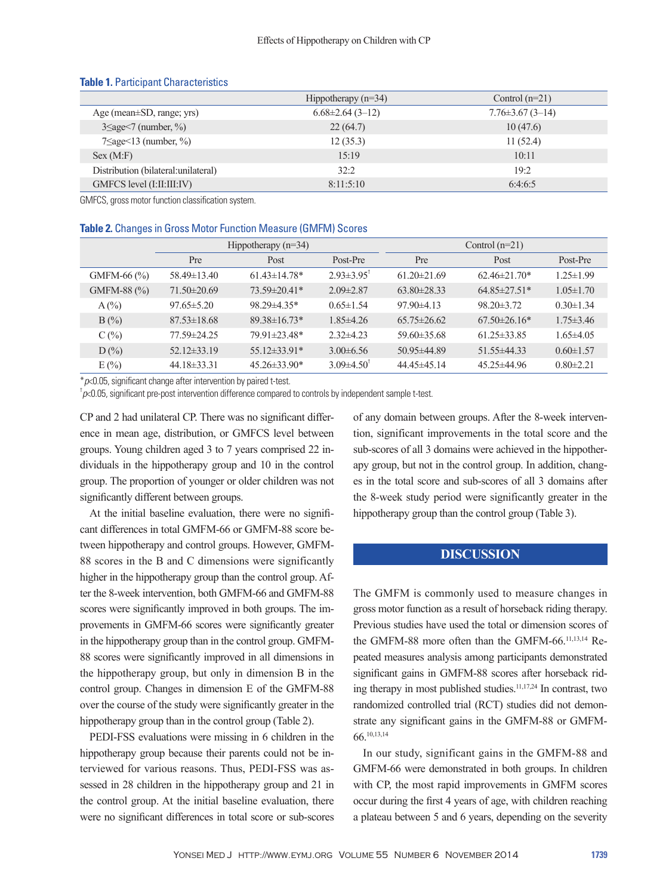**Table 1.** Participant Characteristics

| | Hippotherapy (n=34) | Control (n=21) |
|---|---|---|
| Age (mean±SD, range; yrs) | 6.68±2.64 (3–12) | 7.76±3.67 (3–14) |
| 3≤age<7 (number, %) | 22 (64.7) | 10 (47.6) |
| 7≤age<13 (number, %) | 12 (35.3) | 11 (52.4) |
| Sex (M:F) | 15:19 | 10:11 |
| Distribution (bilateral:unilateral) | 32:2 | 19:2 |
| GMFCS level (I:II:III:IV) | 8:11:5:10 | 6:4:6:5 |

GMFCS, gross motor function classification system.

**Table 2.** Changes in Gross Motor Function Measure (GMFM) Scores

| | Hippotherapy (n=34) | | | Control (n=21) | | |
|---|---|---|---|---|---|---|
| | Pre | Post | Post-Pre | Pre | Post | Post-Pre |
| GMFM-66 (%) | 58.49±13.40 | 61.43±14.78* | 2.93±3.95† | 61.20±21.69 | 62.46±21.70* | 1.25±1.99 |
| GMFM-88 (%) | 71.50±20.69 | 73.59±20.41* | 2.09±2.87 | 63.80±28.33 | 64.85±27.51* | 1.05±1.70 |
| A (%) | 97.65±5.20 | 98.29±4.35* | 0.65±1.54 | 97.90±4.13 | 98.20±3.72 | 0.30±1.34 |
| B (%) | 87.53±18.68 | 89.38±16.73* | 1.85±4.26 | 65.75±26.62 | 67.50±26.16* | 1.75±3.46 |
| C (%) | 77.59±24.25 | 79.91±23.48* | 2.32±4.23 | 59.60±35.68 | 61.25±33.85 | 1.65±4.05 |
| D (%) | 52.12±33.19 | 55.12±33.91* | 3.00±6.56 | 50.95±44.89 | 51.55±44.33 | 0.60±1.57 |
| E (%) | 44.18±33.31 | 45.26±33.90* | 3.09±4.50† | 44.45±45.14 | 45.25±44.96 | 0.80±2.21 |

*$p<0.05$, significant change after intervention by paired t-test.
†$p<0.05$, significant pre-post intervention difference compared to controls by independent sample t-test.

CP and 2 had unilateral CP. There was no significant difference in mean age, distribution, or GMFCS level between groups. Young children aged 3 to 7 years comprised 22 individuals in the hippotherapy group and 10 in the control group. The proportion of younger or older children was not significantly different between groups.

At the initial baseline evaluation, there were no significant differences in total GMFM-66 or GMFM-88 score between hippotherapy and control groups. However, GMFM-88 scores in the B and C dimensions were significantly higher in the hippotherapy group than the control group. After the 8-week intervention, both GMFM-66 and GMFM-88 scores were significantly improved in both groups. The improvements in GMFM-66 scores were significantly greater in the hippotherapy group than in the control group. GMFM-88 scores were significantly improved in all dimensions in the hippotherapy group, but only in dimension B in the control group. Changes in dimension E of the GMFM-88 over the course of the study were significantly greater in the hippotherapy group than in the control group (Table 2).

PEDI-FSS evaluations were missing in 6 children in the hippotherapy group because their parents could not be interviewed for various reasons. Thus, PEDI-FSS was assessed in 28 children in the hippotherapy group and 21 in the control group. At the initial baseline evaluation, there were no significant differences in total score or sub-scores of any domain between groups. After the 8-week intervention, significant improvements in the total score and the sub-scores of all 3 domains were achieved in the hippotherapy group, but not in the control group. In addition, changes in the total score and sub-scores of all 3 domains after the 8-week study period were significantly greater in the hippotherapy group than the control group (Table 3).

## DISCUSSION

The GMFM is commonly used to measure changes in gross motor function as a result of horseback riding therapy. Previous studies have used the total or dimension scores of the GMFM-88 more often than the GMFM-66.[11,13,14] Repeated measures analysis among participants demonstrated significant gains in GMFM-88 scores after horseback riding therapy in most published studies.[11,17,24] In contrast, two randomized controlled trial (RCT) studies did not demonstrate any significant gains in the GMFM-88 or GMFM-66.[10,13,14]

In our study, significant gains in the GMFM-88 and GMFM-66 were demonstrated in both groups. In children with CP, the most rapid improvements in GMFM scores occur during the first 4 years of age, with children reaching a plateau between 5 and 6 years, depending on the severity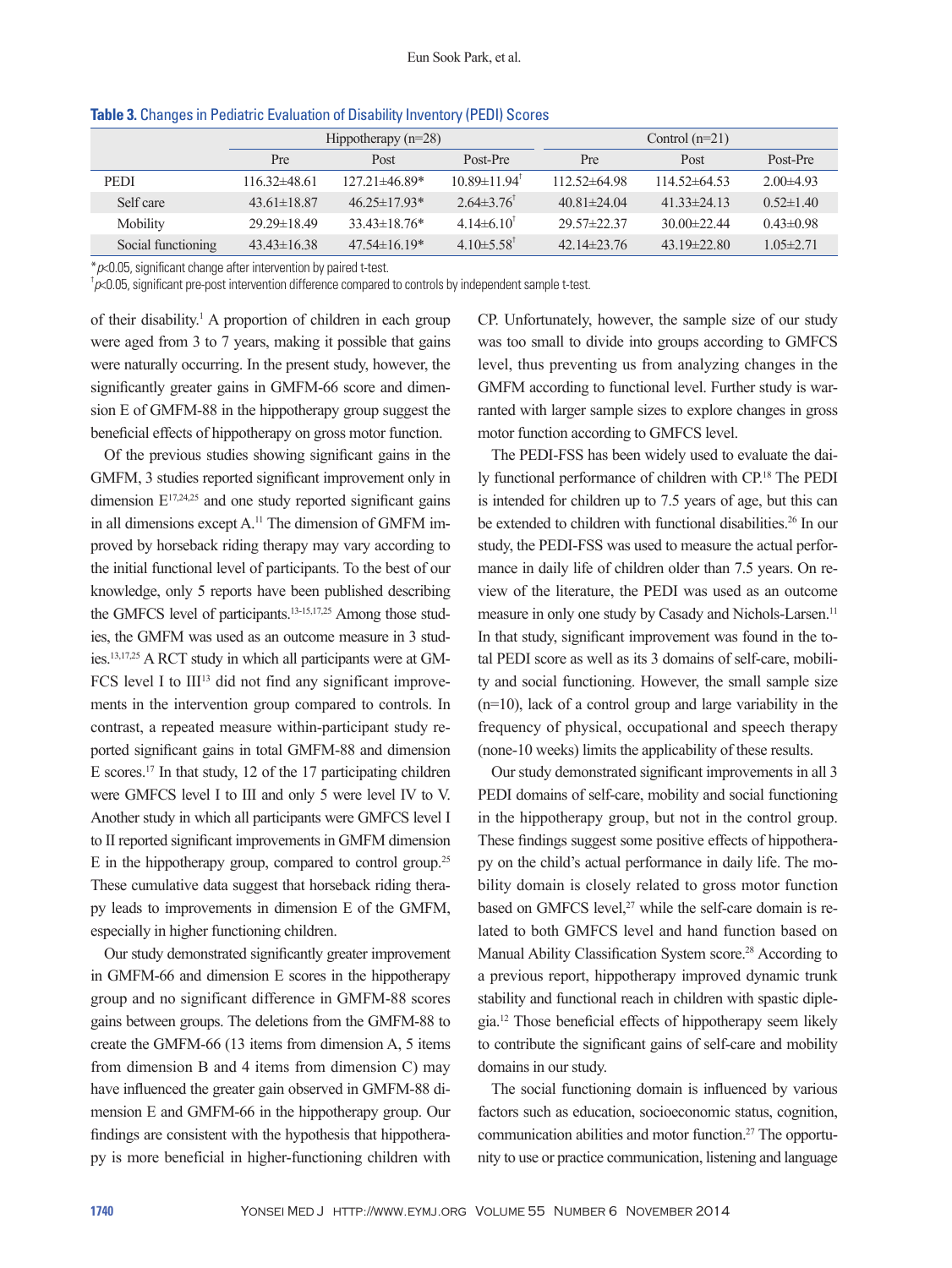**Table 3.** Changes in Pediatric Evaluation of Disability Inventory (PEDI) Scores

| | Hippotherapy (n=28) | | | Control (n=21) | | |
|---|---|---|---|---|---|---|
| | Pre | Post | Post-Pre | Pre | Post | Post-Pre |
| PEDI | 116.32±48.61 | 127.21±46.89* | 10.89±11.94† | 112.52±64.98 | 114.52±64.53 | 2.00±4.93 |
| Self care | 43.61±18.87 | 46.25±17.93* | 2.64±3.76† | 40.81±24.04 | 41.33±24.13 | 0.52±1.40 |
| Mobility | 29.29±18.49 | 33.43±18.76* | 4.14±6.10† | 29.57±22.37 | 30.00±22.44 | 0.43±0.98 |
| Social functioning | 43.43±16.38 | 47.54±16.19* | 4.10±5.58† | 42.14±23.76 | 43.19±22.80 | 1.05±2.71 |

*$p<0.05$, significant change after intervention by paired t-test.
†$p<0.05$, significant pre-post intervention difference compared to controls by independent sample t-test.

of their disability.[1] A proportion of children in each group were aged from 3 to 7 years, making it possible that gains were naturally occurring. In the present study, however, the significantly greater gains in GMFM-66 score and dimension E of GMFM-88 in the hippotherapy group suggest the beneficial effects of hippotherapy on gross motor function.

Of the previous studies showing significant gains in the GMFM, 3 studies reported significant improvement only in dimension E[17,24,25] and one study reported significant gains in all dimensions except A.[11] The dimension of GMFM improved by horseback riding therapy may vary according to the initial functional level of participants. To the best of our knowledge, only 5 reports have been published describing the GMFCS level of participants.[13-15,17,25] Among those studies, the GMFM was used as an outcome measure in 3 studies.[13,17,25] A RCT study in which all participants were at GMFCS level I to III[13] did not find any significant improvements in the intervention group compared to controls. In contrast, a repeated measure within-participant study reported significant gains in total GMFM-88 and dimension E scores.[17] In that study, 12 of the 17 participating children were GMFCS level I to III and only 5 were level IV to V. Another study in which all participants were GMFCS level I to II reported significant improvements in GMFM dimension E in the hippotherapy group, compared to control group.[25] These cumulative data suggest that horseback riding therapy leads to improvements in dimension E of the GMFM, especially in higher functioning children.

Our study demonstrated significantly greater improvement in GMFM-66 and dimension E scores in the hippotherapy group and no significant difference in GMFM-88 scores gains between groups. The deletions from the GMFM-88 to create the GMFM-66 (13 items from dimension A, 5 items from dimension B and 4 items from dimension C) may have influenced the greater gain observed in GMFM-88 dimension E and GMFM-66 in the hippotherapy group. Our findings are consistent with the hypothesis that hippotherapy is more beneficial in higher-functioning children with CP. Unfortunately, however, the sample size of our study was too small to divide into groups according to GMFCS level, thus preventing us from analyzing changes in the GMFM according to functional level. Further study is warranted with larger sample sizes to explore changes in gross motor function according to GMFCS level.

The PEDI-FSS has been widely used to evaluate the daily functional performance of children with CP.[18] The PEDI is intended for children up to 7.5 years of age, but this can be extended to children with functional disabilities.[26] In our study, the PEDI-FSS was used to measure the actual performance in daily life of children older than 7.5 years. On review of the literature, the PEDI was used as an outcome measure in only one study by Casady and Nichols-Larsen.[11] In that study, significant improvement was found in the total PEDI score as well as its 3 domains of self-care, mobility and social functioning. However, the small sample size (n=10), lack of a control group and large variability in the frequency of physical, occupational and speech therapy (none-10 weeks) limits the applicability of these results.

Our study demonstrated significant improvements in all 3 PEDI domains of self-care, mobility and social functioning in the hippotherapy group, but not in the control group. These findings suggest some positive effects of hippotherapy on the child's actual performance in daily life. The mobility domain is closely related to gross motor function based on GMFCS level,[27] while the self-care domain is related to both GMFCS level and hand function based on Manual Ability Classification System score.[28] According to a previous report, hippotherapy improved dynamic trunk stability and functional reach in children with spastic diplegia.[12] Those beneficial effects of hippotherapy seem likely to contribute the significant gains of self-care and mobility domains in our study.

The social functioning domain is influenced by various factors such as education, socioeconomic status, cognition, communication abilities and motor function.[27] The opportunity to use or practice communication, listening and language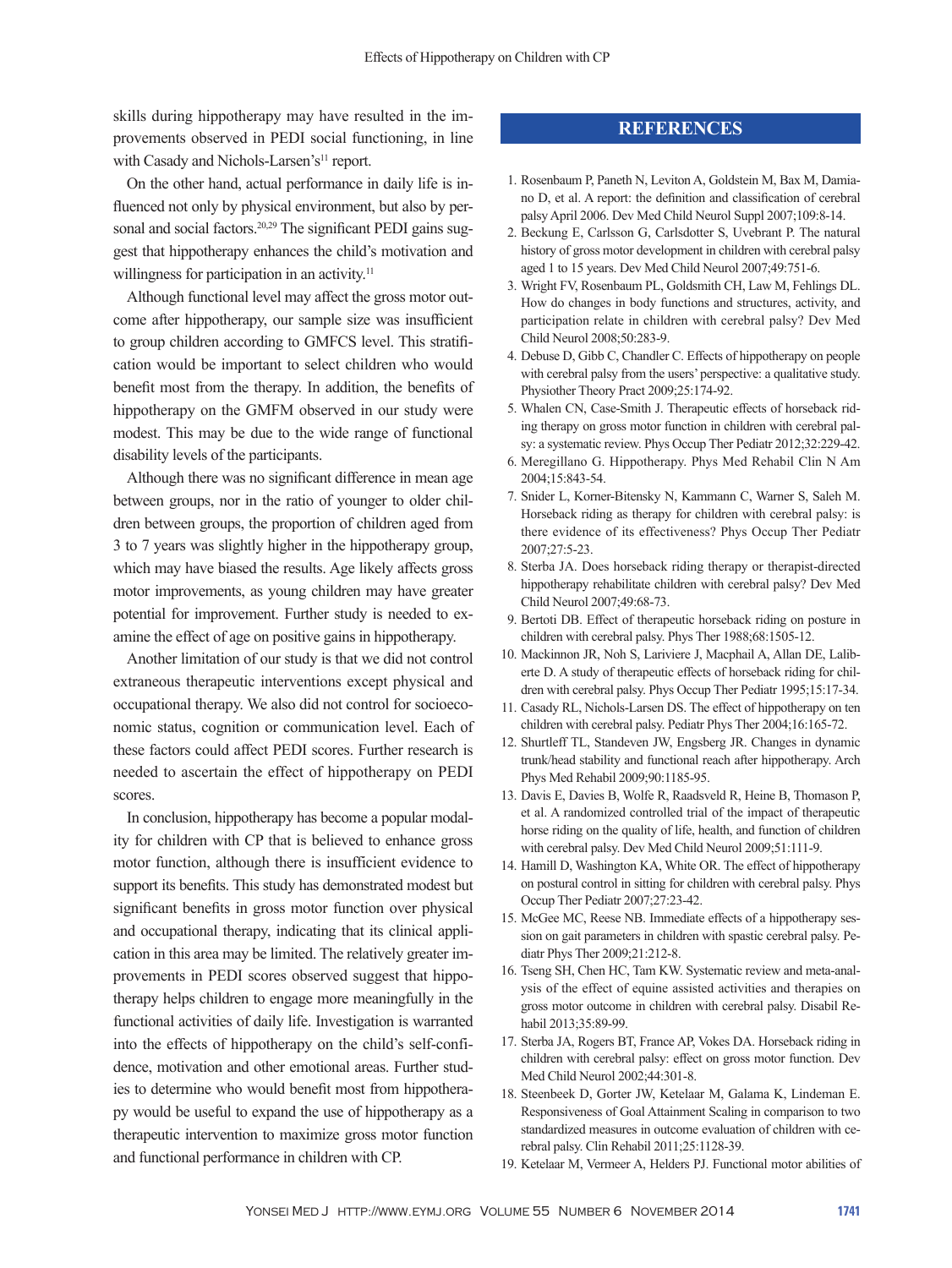skills during hippotherapy may have resulted in the improvements observed in PEDI social functioning, in line with Casady and Nichols-Larsen's[11] report.

On the other hand, actual performance in daily life is influenced not only by physical environment, but also by personal and social factors.[20,29] The significant PEDI gains suggest that hippotherapy enhances the child's motivation and willingness for participation in an activity.[11]

Although functional level may affect the gross motor outcome after hippotherapy, our sample size was insufficient to group children according to GMFCS level. This stratification would be important to select children who would benefit most from the therapy. In addition, the benefits of hippotherapy on the GMFM observed in our study were modest. This may be due to the wide range of functional disability levels of the participants.

Although there was no significant difference in mean age between groups, nor in the ratio of younger to older children between groups, the proportion of children aged from 3 to 7 years was slightly higher in the hippotherapy group, which may have biased the results. Age likely affects gross motor improvements, as young children may have greater potential for improvement. Further study is needed to examine the effect of age on positive gains in hippotherapy.

Another limitation of our study is that we did not control extraneous therapeutic interventions except physical and occupational therapy. We also did not control for socioeconomic status, cognition or communication level. Each of these factors could affect PEDI scores. Further research is needed to ascertain the effect of hippotherapy on PEDI scores.

In conclusion, hippotherapy has become a popular modality for children with CP that is believed to enhance gross motor function, although there is insufficient evidence to support its benefits. This study has demonstrated modest but significant benefits in gross motor function over physical and occupational therapy, indicating that its clinical application in this area may be limited. The relatively greater improvements in PEDI scores observed suggest that hippotherapy helps children to engage more meaningfully in the functional activities of daily life. Investigation is warranted into the effects of hippotherapy on the child's self-confidence, motivation and other emotional areas. Further studies to determine who would benefit most from hippotherapy would be useful to expand the use of hippotherapy as a therapeutic intervention to maximize gross motor function and functional performance in children with CP.

## REFERENCES

1. Rosenbaum P, Paneth N, Leviton A, Goldstein M, Bax M, Damiano D, et al. A report: the definition and classification of cerebral palsy April 2006. Dev Med Child Neurol Suppl 2007;109:8-14.
2. Beckung E, Carlsson G, Carlsdotter S, Uvebrant P. The natural history of gross motor development in children with cerebral palsy aged 1 to 15 years. Dev Med Child Neurol 2007;49:751-6.
3. Wright FV, Rosenbaum PL, Goldsmith CH, Law M, Fehlings DL. How do changes in body functions and structures, activity, and participation relate in children with cerebral palsy? Dev Med Child Neurol 2008;50:283-9.
4. Debuse D, Gibb C, Chandler C. Effects of hippotherapy on people with cerebral palsy from the users' perspective: a qualitative study. Physiother Theory Pract 2009;25:174-92.
5. Whalen CN, Case-Smith J. Therapeutic effects of horseback riding therapy on gross motor function in children with cerebral palsy: a systematic review. Phys Occup Ther Pediatr 2012;32:229-42.
6. Meregillano G. Hippotherapy. Phys Med Rehabil Clin N Am 2004;15:843-54.
7. Snider L, Korner-Bitensky N, Kammann C, Warner S, Saleh M. Horseback riding as therapy for children with cerebral palsy: is there evidence of its effectiveness? Phys Occup Ther Pediatr 2007;27:5-23.
8. Sterba JA. Does horseback riding therapy or therapist-directed hippotherapy rehabilitate children with cerebral palsy? Dev Med Child Neurol 2007;49:68-73.
9. Bertoti DB. Effect of therapeutic horseback riding on posture in children with cerebral palsy. Phys Ther 1988;68:1505-12.
10. Mackinnon JR, Noh S, Lariviere J, Macphail A, Allan DE, Laliberte D. A study of therapeutic effects of horseback riding for children with cerebral palsy. Phys Occup Ther Pediatr 1995;15:17-34.
11. Casady RL, Nichols-Larsen DS. The effect of hippotherapy on ten children with cerebral palsy. Pediatr Phys Ther 2004;16:165-72.
12. Shurtleff TL, Standeven JW, Engsberg JR. Changes in dynamic trunk/head stability and functional reach after hippotherapy. Arch Phys Med Rehabil 2009;90:1185-95.
13. Davis E, Davies B, Wolfe R, Raadsveld R, Heine B, Thomason P, et al. A randomized controlled trial of the impact of therapeutic horse riding on the quality of life, health, and function of children with cerebral palsy. Dev Med Child Neurol 2009;51:111-9.
14. Hamill D, Washington KA, White OR. The effect of hippotherapy on postural control in sitting for children with cerebral palsy. Phys Occup Ther Pediatr 2007;27:23-42.
15. McGee MC, Reese NB. Immediate effects of a hippotherapy session on gait parameters in children with spastic cerebral palsy. Pediatr Phys Ther 2009;21:212-8.
16. Tseng SH, Chen HC, Tam KW. Systematic review and meta-analysis of the effect of equine assisted activities and therapies on gross motor outcome in children with cerebral palsy. Disabil Rehabil 2013;35:89-99.
17. Sterba JA, Rogers BT, France AP, Vokes DA. Horseback riding in children with cerebral palsy: effect on gross motor function. Dev Med Child Neurol 2002;44:301-8.
18. Steenbeek D, Gorter JW, Ketelaar M, Galama K, Lindeman E. Responsiveness of Goal Attainment Scaling in comparison to two standardized measures in outcome evaluation of children with cerebral palsy. Clin Rehabil 2011;25:1128-39.
19. Ketelaar M, Vermeer A, Helders PJ. Functional motor abilities of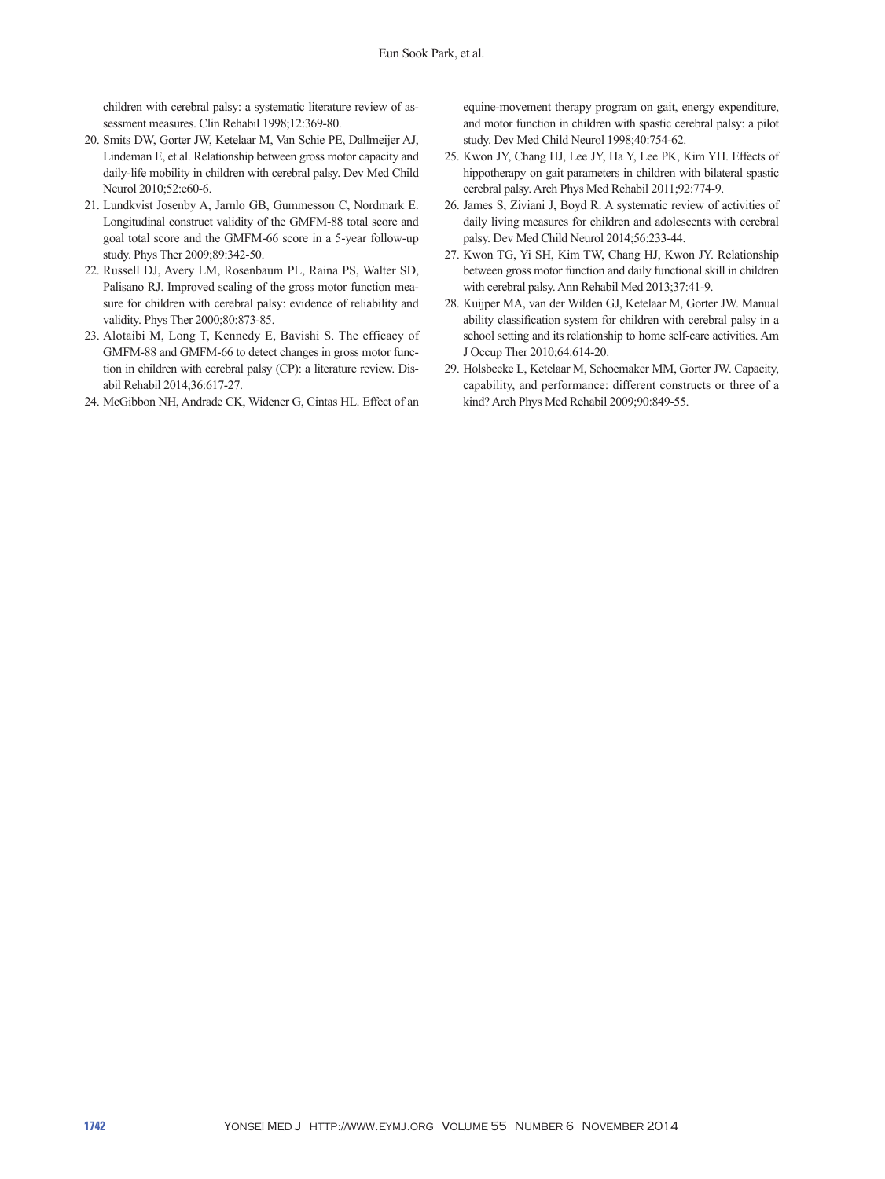children with cerebral palsy: a systematic literature review of assessment measures. Clin Rehabil 1998;12:369-80.

20. Smits DW, Gorter JW, Ketelaar M, Van Schie PE, Dallmeijer AJ, Lindeman E, et al. Relationship between gross motor capacity and daily-life mobility in children with cerebral palsy. Dev Med Child Neurol 2010;52:e60-6.
21. Lundkvist Josenby A, Jarnlo GB, Gummesson C, Nordmark E. Longitudinal construct validity of the GMFM-88 total score and goal total score and the GMFM-66 score in a 5-year follow-up study. Phys Ther 2009;89:342-50.
22. Russell DJ, Avery LM, Rosenbaum PL, Raina PS, Walter SD, Palisano RJ. Improved scaling of the gross motor function measure for children with cerebral palsy: evidence of reliability and validity. Phys Ther 2000;80:873-85.
23. Alotaibi M, Long T, Kennedy E, Bavishi S. The efficacy of GMFM-88 and GMFM-66 to detect changes in gross motor function in children with cerebral palsy (CP): a literature review. Disabil Rehabil 2014;36:617-27.
24. McGibbon NH, Andrade CK, Widener G, Cintas HL. Effect of an equine-movement therapy program on gait, energy expenditure, and motor function in children with spastic cerebral palsy: a pilot study. Dev Med Child Neurol 1998;40:754-62.
25. Kwon JY, Chang HJ, Lee JY, Ha Y, Lee PK, Kim YH. Effects of hippotherapy on gait parameters in children with bilateral spastic cerebral palsy. Arch Phys Med Rehabil 2011;92:774-9.
26. James S, Ziviani J, Boyd R. A systematic review of activities of daily living measures for children and adolescents with cerebral palsy. Dev Med Child Neurol 2014;56:233-44.
27. Kwon TG, Yi SH, Kim TW, Chang HJ, Kwon JY. Relationship between gross motor function and daily functional skill in children with cerebral palsy. Ann Rehabil Med 2013;37:41-9.
28. Kuijper MA, van der Wilden GJ, Ketelaar M, Gorter JW. Manual ability classification system for children with cerebral palsy in a school setting and its relationship to home self-care activities. Am J Occup Ther 2010;64:614-20.
29. Holsbeeke L, Ketelaar M, Schoemaker MM, Gorter JW. Capacity, capability, and performance: different constructs or three of a kind? Arch Phys Med Rehabil 2009;90:849-55.